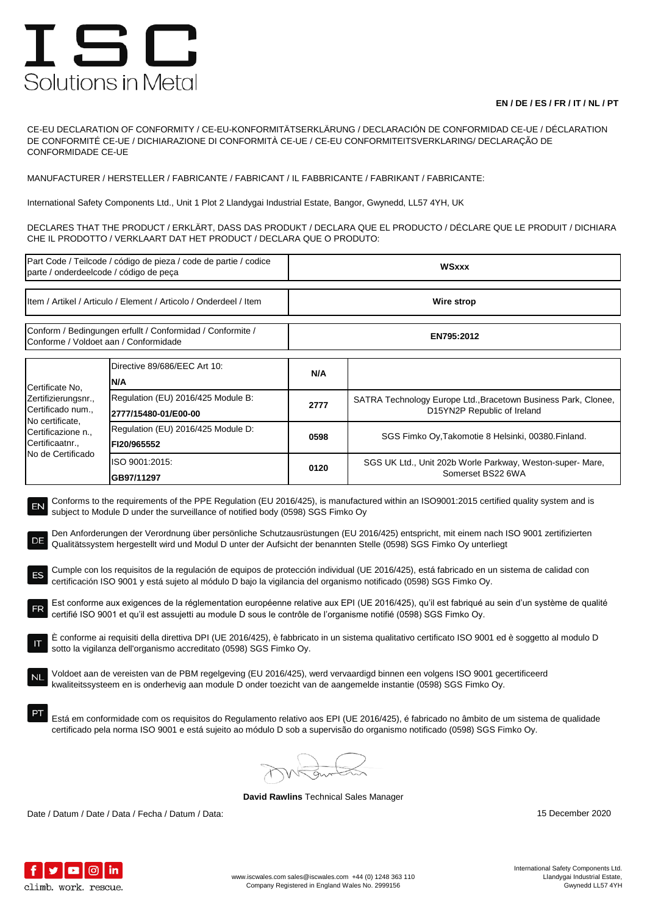# ISC
Solutions in Metal

**EN / DE / ES / FR / IT / NL / PT**

CE-EU DECLARATION OF CONFORMITY / CE-EU-KONFORMITÄTSERKLÄRUNG / DECLARACIÓN DE CONFORMIDAD CE-UE / DÉCLARATION DE CONFORMITÉ CE-UE / DICHIARAZIONE DI CONFORMITÀ CE-UE / CE-EU CONFORMITEITSVERKLARING/ DECLARAÇÃO DE CONFORMIDADE CE-UE

MANUFACTURER / HERSTELLER / FABRICANTE / FABRICANT / IL FABBRICANTE / FABRIKANT / FABRICANTE:

International Safety Components Ltd., Unit 1 Plot 2 Llandygai Industrial Estate, Bangor, Gwynedd, LL57 4YH, UK

DECLARES THAT THE PRODUCT / ERKLÄRT, DASS DAS PRODUKT / DECLARA QUE EL PRODUCTO / DÉCLARE QUE LE PRODUIT / DICHIARA CHE IL PRODOTTO / VERKLAART DAT HET PRODUCT / DECLARA QUE O PRODUTO:

| Part Code / Teilcode / código de pieza / code de partie / codice parte / onderdeelcode / código de peça | **WSxxx** |
|---|---|
| Item / Artikel / Articulo / Element / Articolo / Onderdeel / Item | **Wire strop** |
| Conform / Bedingungen erfullt / Conformidad / Conformite / Conforme / Voldoet aan / Conformidade | **EN795:2012** |

| Certificate No, Zertifizierungsnr., Certificado num., No certificate, Certificazione n., Certificaatnr., No de Certificado | Directive 89/686/EEC Art 10: **N/A** | **N/A** | |
|---|---|---|---|
| | Regulation (EU) 2016/425 Module B: **2777/15480-01/E00-00** | **2777** | SATRA Technology Europe Ltd.,Bracetown Business Park, Clonee, D15YN2P Republic of Ireland |
| | Regulation (EU) 2016/425 Module D: **FI20/965552** | **0598** | SGS Fimko Oy,Takomotie 8 Helsinki, 00380.Finland. |
| | ISO 9001:2015: **GB97/11297** | **0120** | SGS UK Ltd., Unit 202b Worle Parkway, Weston-super- Mare, Somerset BS22 6WA |

EN Conforms to the requirements of the PPE Regulation (EU 2016/425), is manufactured within an ISO9001:2015 certified quality system and is subject to Module D under the surveillance of notified body (0598) SGS Fimko Oy

DE Den Anforderungen der Verordnung über persönliche Schutzausrüstungen (EU 2016/425) entspricht, mit einem nach ISO 9001 zertifizierten Qualitätssystem hergestellt wird und Modul D unter der Aufsicht der benannten Stelle (0598) SGS Fimko Oy unterliegt

ES Cumple con los requisitos de la regulación de equipos de protección individual (UE 2016/425), está fabricado en un sistema de calidad con certificación ISO 9001 y está sujeto al módulo D bajo la vigilancia del organismo notificado (0598) SGS Fimko Oy.

FR Est conforme aux exigences de la réglementation européenne relative aux EPI (UE 2016/425), qu'il est fabriqué au sein d'un système de qualité certifié ISO 9001 et qu'il est assujetti au module D sous le contrôle de l'organisme notifié (0598) SGS Fimko Oy.

IT È conforme ai requisiti della direttiva DPI (UE 2016/425), è fabbricato in un sistema qualitativo certificato ISO 9001 ed è soggetto al modulo D sotto la vigilanza dell'organismo accreditato (0598) SGS Fimko Oy.

NL Voldoet aan de vereisten van de PBM regelgeving (EU 2016/425), werd vervaardigd binnen een volgens ISO 9001 gecertificeerd kwaliteitssysteem en is onderhevig aan module D onder toezicht van de aangemelde instantie (0598) SGS Fimko Oy.

PT Está em conformidade com os requisitos do Regulamento relativo aos EPI (UE 2016/425), é fabricado no âmbito de um sistema de qualidade certificado pela norma ISO 9001 e está sujeito ao módulo D sob a supervisão do organismo notificado (0598) SGS Fimko Oy.

**David Rawlins** Technical Sales Manager

Date / Datum / Date / Data / Fecha / Datum / Data: 15 December 2020

climb. work. rescue.

www.iscwales.com sales@iscwales.com +44 (0) 1248 363 110
Company Registered in England Wales No. 2999156

International Safety Components Ltd.
Llandygai Industrial Estate,
Gwynedd LL57 4YH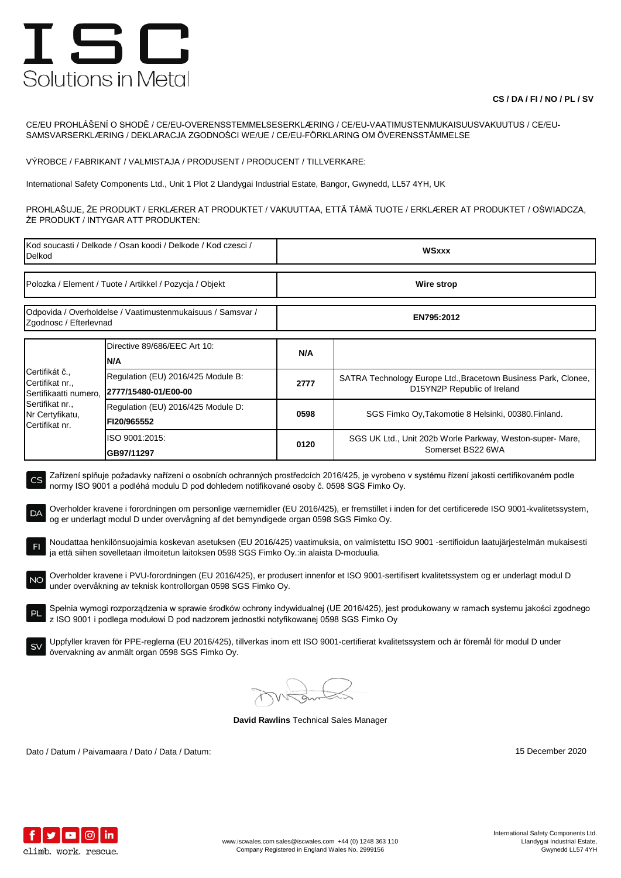# ISC

Solutions in Metal

**CS / DA / FI / NO / PL / SV**

CE/EU PROHLÁŠENÍ O SHODĚ / CE/EU-OVERENSSTEMMELSESERKLÆRING / CE/EU-VAATIMUSTENMUKAISUUSVAKUUTUS / CE/EU-SAMSVARSERKLÆRING / DEKLARACJA ZGODNOŚCI WE/UE / CE/EU-FÖRKLARING OM ÖVERENSSTÄMMELSE

VÝROBCE / FABRIKANT / VALMISTAJA / PRODUSENT / PRODUCENT / TILLVERKARE:

International Safety Components Ltd., Unit 1 Plot 2 Llandygai Industrial Estate, Bangor, Gwynedd, LL57 4YH, UK

PROHLAŠUJE, ŽE PRODUKT / ERKLÆRER AT PRODUKTET / VAKUUTTAA, ETTÄ TÄMÄ TUOTE / ERKLÆRER AT PRODUKTET / OŚWIADCZA, ŻE PRODUKT / INTYGAR ATT PRODUKTEN:

| | |
|---|---|
| Kod soucasti / Delkode / Osan koodi / Delkode / Kod czesci / Delkod | **WSxxx** |
| Polozka / Element / Tuote / Artikkel / Pozycja / Objekt | **Wire strop** |
| Odpovida / Overholdelse / Vaatimustenmukaisuus / Samsvar / Zgodnosc / Efterlevnad | **EN795:2012** |

| | | | |
|---|---|---|---|
| Certifikát č., Certifikat nr., Sertifikaatti numero, Sertifikat nr., Nr Certyfikatu, Certifikat nr. | Directive 89/686/EEC Art 10: **N/A** | **N/A** | |
| | Regulation (EU) 2016/425 Module B: **2777/15480-01/E00-00** | **2777** | SATRA Technology Europe Ltd.,Bracetown Business Park, Clonee, D15YN2P Republic of Ireland |
| | Regulation (EU) 2016/425 Module D: **FI20/965552** | **0598** | SGS Fimko Oy,Takomotie 8 Helsinki, 00380.Finland. |
| | ISO 9001:2015: **GB97/11297** | **0120** | SGS UK Ltd., Unit 202b Worle Parkway, Weston-super- Mare, Somerset BS22 6WA |

**CS** Zařízení splňuje požadavky nařízení o osobních ochranných prostředcích 2016/425, je vyrobeno v systému řízení jakosti certifikovaném podle normy ISO 9001 a podléhá modulu D pod dohledem notifikované osoby č. 0598 SGS Fimko Oy.

**DA** Overholder kravene i forordningen om personlige værnemidler (EU 2016/425), er fremstillet i inden for det certificerede ISO 9001-kvalitetssystem, og er underlagt modul D under overvågning af det bemyndigede organ 0598 SGS Fimko Oy.

**FI** Noudattaa henkilönsuojaimia koskevan asetuksen (EU 2016/425) vaatimuksia, on valmistettu ISO 9001 -sertifioidun laatujärjestelmän mukaisesti ja että siihen sovelletaan ilmoitetun laitoksen 0598 SGS Fimko Oy.:in alaista D-moduulia.

**NO** Overholder kravene i PVU-forordningen (EU 2016/425), er produsert innenfor et ISO 9001-sertifisert kvalitetssystem og er underlagt modul D under overvåkning av teknisk kontrollorgan 0598 SGS Fimko Oy.

**PL** Spełnia wymogi rozporządzenia w sprawie środków ochrony indywidualnej (UE 2016/425), jest produkowany w ramach systemu jakości zgodnego z ISO 9001 i podlega modułowi D pod nadzorem jednostki notyfikowanej 0598 SGS Fimko Oy

**SV** Uppfyller kraven för PPE-reglerna (EU 2016/425), tillverkas inom ett ISO 9001-certifierat kvalitetssystem och är föremål för modul D under övervakning av anmält organ 0598 SGS Fimko Oy.

**David Rawlins** Technical Sales Manager

Dato / Datum / Paivamaara / Dato / Data / Datum: 15 December 2020

climb. work. rescue.

www.iscwales.com sales@iscwales.com +44 (0) 1248 363 110
Company Registered in England Wales No. 2999156

International Safety Components Ltd.
Llandygai Industrial Estate,
Gwynedd LL57 4YH